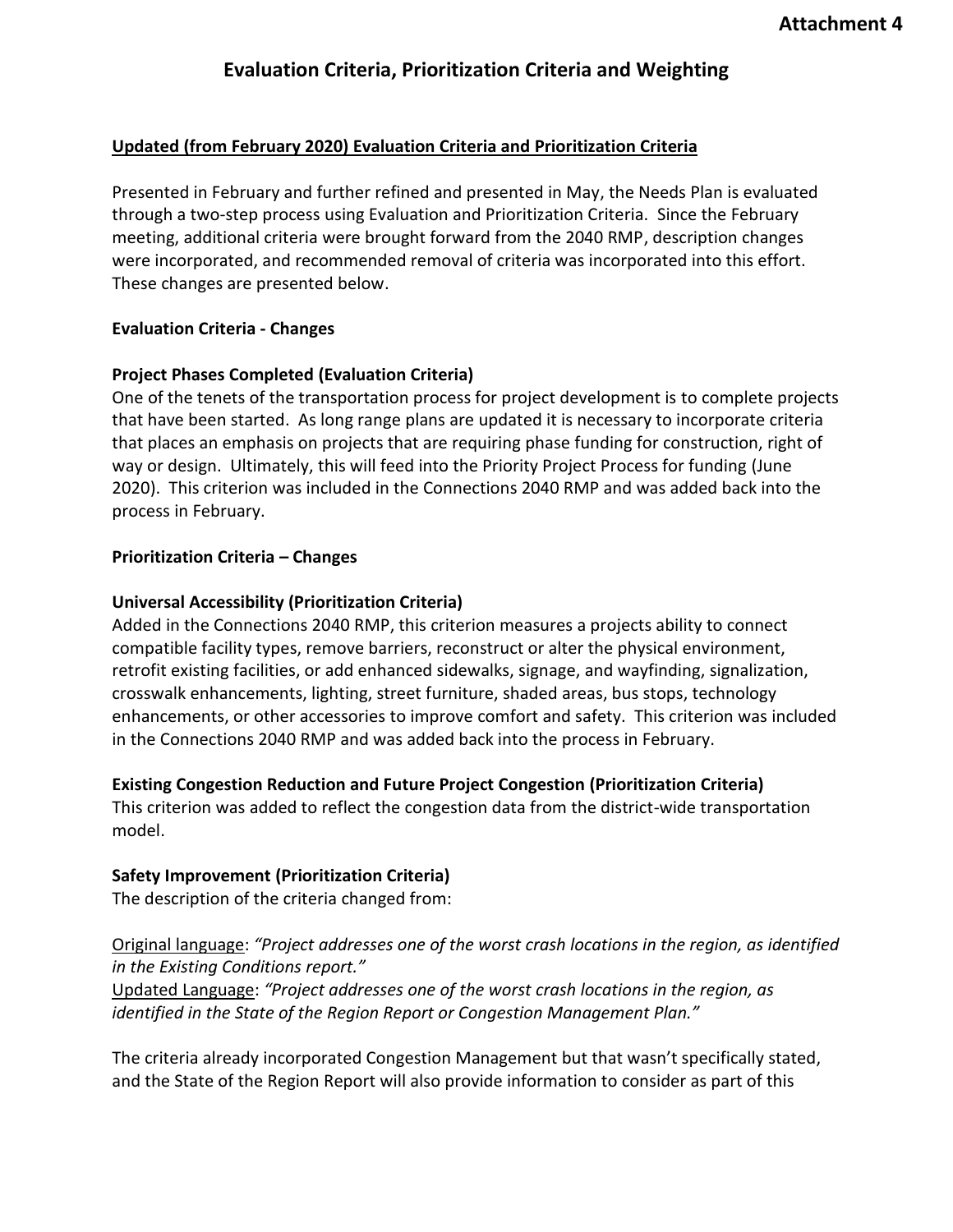**Attachment 4**

# Evaluation Criteria, Prioritization Criteria and Weighting

**<u>Updated (from February 2020) Evaluation Criteria and Prioritization Criteria</u>**

Presented in February and further refined and presented in May, the Needs Plan is evaluated through a two-step process using Evaluation and Prioritization Criteria. Since the February meeting, additional criteria were brought forward from the 2040 RMP, description changes were incorporated, and recommended removal of criteria was incorporated into this effort. These changes are presented below.

**Evaluation Criteria - Changes**

**Project Phases Completed (Evaluation Criteria)**
One of the tenets of the transportation process for project development is to complete projects that have been started. As long range plans are updated it is necessary to incorporate criteria that places an emphasis on projects that are requiring phase funding for construction, right of way or design. Ultimately, this will feed into the Priority Project Process for funding (June 2020). This criterion was included in the Connections 2040 RMP and was added back into the process in February.

**Prioritization Criteria – Changes**

**Universal Accessibility (Prioritization Criteria)**
Added in the Connections 2040 RMP, this criterion measures a projects ability to connect compatible facility types, remove barriers, reconstruct or alter the physical environment, retrofit existing facilities, or add enhanced sidewalks, signage, and wayfinding, signalization, crosswalk enhancements, lighting, street furniture, shaded areas, bus stops, technology enhancements, or other accessories to improve comfort and safety. This criterion was included in the Connections 2040 RMP and was added back into the process in February.

**Existing Congestion Reduction and Future Project Congestion (Prioritization Criteria)**
This criterion was added to reflect the congestion data from the district-wide transportation model.

**Safety Improvement (Prioritization Criteria)**
The description of the criteria changed from:

<u>Original language</u>: *"Project addresses one of the worst crash locations in the region, as identified in the Existing Conditions report."*
<u>Updated Language</u>: *"Project addresses one of the worst crash locations in the region, as identified in the State of the Region Report or Congestion Management Plan."*

The criteria already incorporated Congestion Management but that wasn't specifically stated, and the State of the Region Report will also provide information to consider as part of this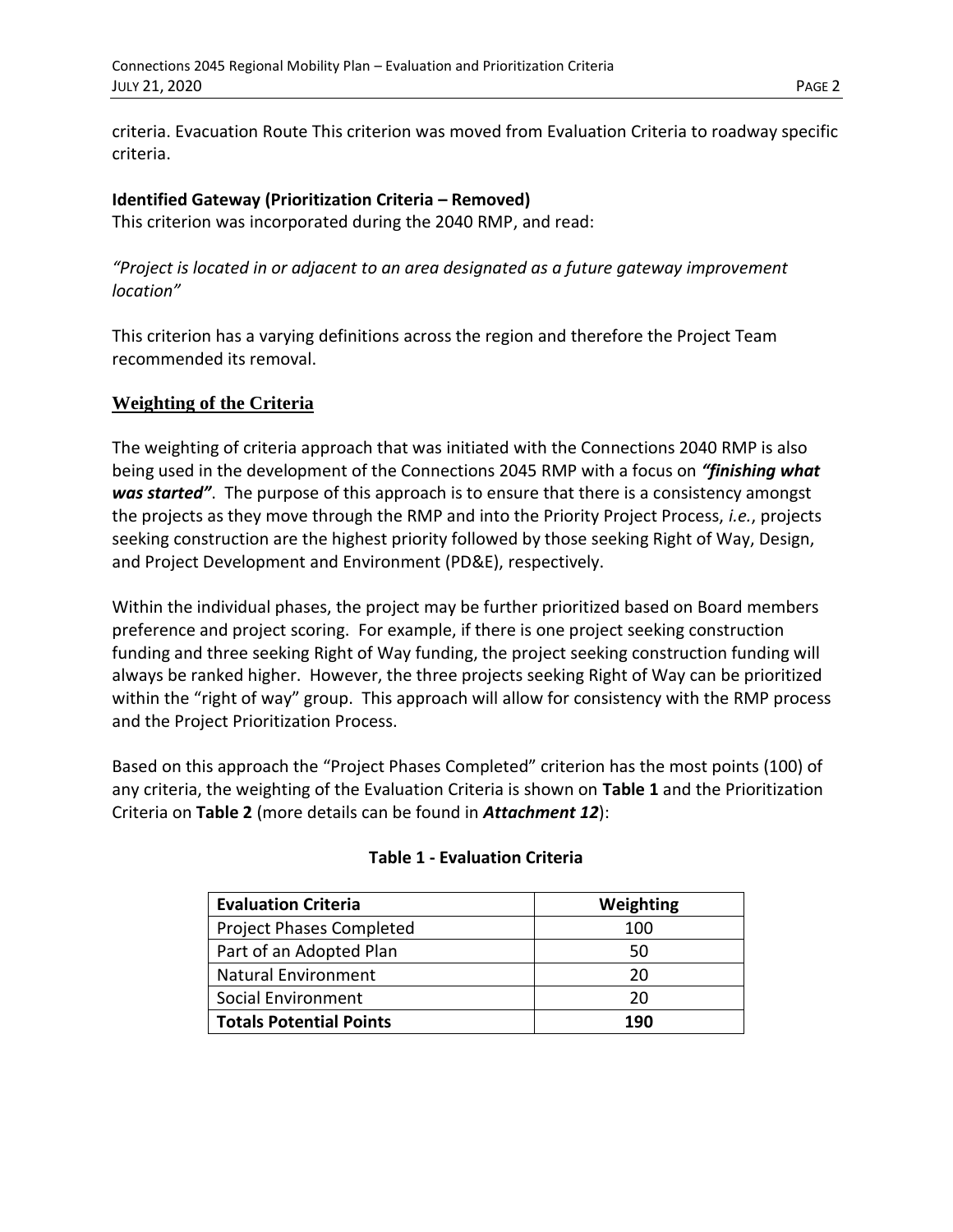criteria. Evacuation Route This criterion was moved from Evaluation Criteria to roadway specific criteria.

**Identified Gateway (Prioritization Criteria – Removed)**
This criterion was incorporated during the 2040 RMP, and read:

*"Project is located in or adjacent to an area designated as a future gateway improvement location"*

This criterion has a varying definitions across the region and therefore the Project Team recommended its removal.

## Weighting of the Criteria

The weighting of criteria approach that was initiated with the Connections 2040 RMP is also being used in the development of the Connections 2045 RMP with a focus on ***"finishing what was started"***. The purpose of this approach is to ensure that there is a consistency amongst the projects as they move through the RMP and into the Priority Project Process, *i.e.*, projects seeking construction are the highest priority followed by those seeking Right of Way, Design, and Project Development and Environment (PD&E), respectively.

Within the individual phases, the project may be further prioritized based on Board members preference and project scoring. For example, if there is one project seeking construction funding and three seeking Right of Way funding, the project seeking construction funding will always be ranked higher. However, the three projects seeking Right of Way can be prioritized within the "right of way" group. This approach will allow for consistency with the RMP process and the Project Prioritization Process.

Based on this approach the "Project Phases Completed" criterion has the most points (100) of any criteria, the weighting of the Evaluation Criteria is shown on **Table 1** and the Prioritization Criteria on **Table 2** (more details can be found in ***Attachment 12***):

**Table 1 - Evaluation Criteria**

| Evaluation Criteria | Weighting |
| --- | --- |
| Project Phases Completed | 100 |
| Part of an Adopted Plan | 50 |
| Natural Environment | 20 |
| Social Environment | 20 |
| **Totals Potential Points** | **190** |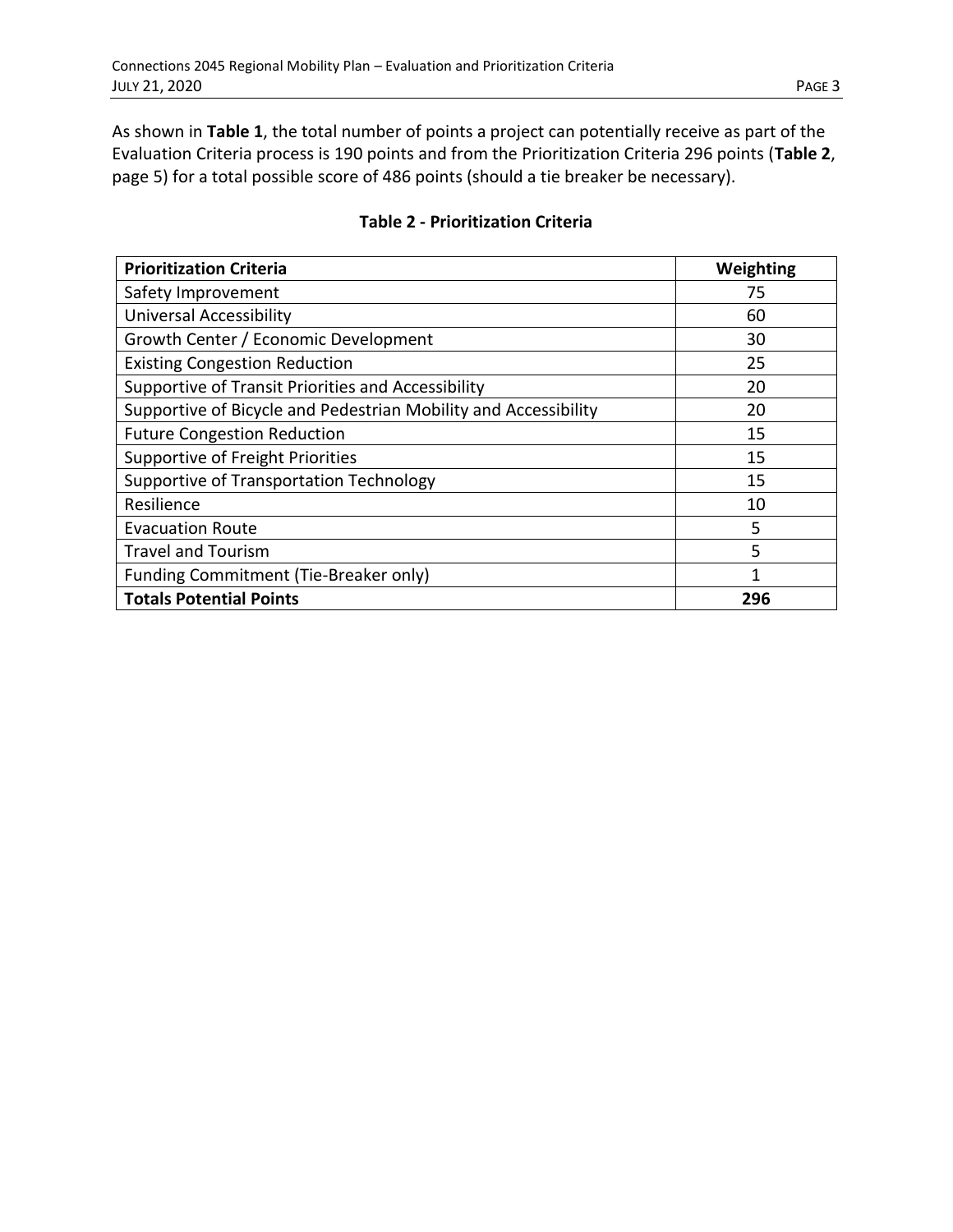As shown in **Table 1**, the total number of points a project can potentially receive as part of the Evaluation Criteria process is 190 points and from the Prioritization Criteria 296 points (**Table 2**, page 5) for a total possible score of 486 points (should a tie breaker be necessary).

**Table 2 - Prioritization Criteria**

| Prioritization Criteria | Weighting |
|---|---|
| Safety Improvement | 75 |
| Universal Accessibility | 60 |
| Growth Center / Economic Development | 30 |
| Existing Congestion Reduction | 25 |
| Supportive of Transit Priorities and Accessibility | 20 |
| Supportive of Bicycle and Pedestrian Mobility and Accessibility | 20 |
| Future Congestion Reduction | 15 |
| Supportive of Freight Priorities | 15 |
| Supportive of Transportation Technology | 15 |
| Resilience | 10 |
| Evacuation Route | 5 |
| Travel and Tourism | 5 |
| Funding Commitment (Tie-Breaker only) | 1 |
| **Totals Potential Points** | **296** |